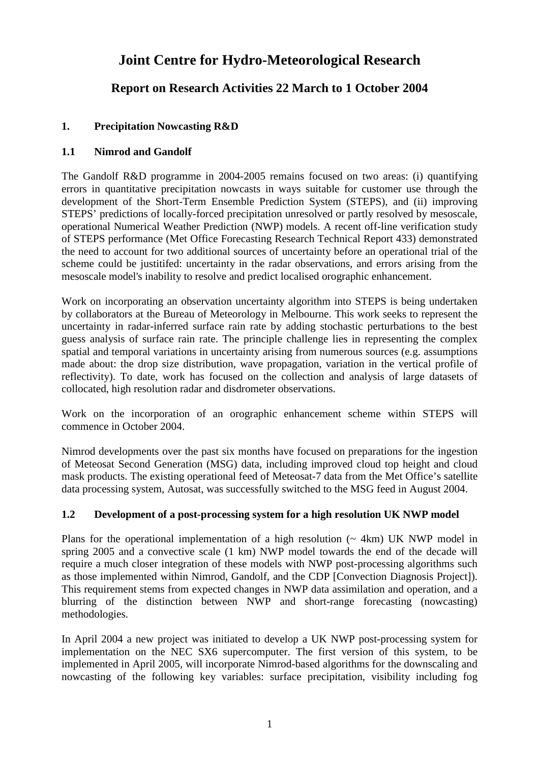# Joint Centre for Hydro-Meteorological Research

## Report on Research Activities 22 March to 1 October 2004

### 1. Precipitation Nowcasting R&D

### 1.1 Nimrod and Gandolf

The Gandolf R&D programme in 2004-2005 remains focused on two areas: (i) quantifying errors in quantitative precipitation nowcasts in ways suitable for customer use through the development of the Short-Term Ensemble Prediction System (STEPS), and (ii) improving STEPS' predictions of locally-forced precipitation unresolved or partly resolved by mesoscale, operational Numerical Weather Prediction (NWP) models. A recent off-line verification study of STEPS performance (Met Office Forecasting Research Technical Report 433) demonstrated the need to account for two additional sources of uncertainty before an operational trial of the scheme could be justitifed: uncertainty in the radar observations, and errors arising from the mesoscale model's inability to resolve and predict localised orographic enhancement.

Work on incorporating an observation uncertainty algorithm into STEPS is being undertaken by collaborators at the Bureau of Meteorology in Melbourne. This work seeks to represent the uncertainty in radar-inferred surface rain rate by adding stochastic perturbations to the best guess analysis of surface rain rate. The principle challenge lies in representing the complex spatial and temporal variations in uncertainty arising from numerous sources (e.g. assumptions made about: the drop size distribution, wave propagation, variation in the vertical profile of reflectivity). To date, work has focused on the collection and analysis of large datasets of collocated, high resolution radar and disdrometer observations.

Work on the incorporation of an orographic enhancement scheme within STEPS will commence in October 2004.

Nimrod developments over the past six months have focused on preparations for the ingestion of Meteosat Second Generation (MSG) data, including improved cloud top height and cloud mask products. The existing operational feed of Meteosat-7 data from the Met Office's satellite data processing system, Autosat, was successfully switched to the MSG feed in August 2004.

### 1.2 Development of a post-processing system for a high resolution UK NWP model

Plans for the operational implementation of a high resolution (~ 4km) UK NWP model in spring 2005 and a convective scale (1 km) NWP model towards the end of the decade will require a much closer integration of these models with NWP post-processing algorithms such as those implemented within Nimrod, Gandolf, and the CDP [Convection Diagnosis Project]). This requirement stems from expected changes in NWP data assimilation and operation, and a blurring of the distinction between NWP and short-range forecasting (nowcasting) methodologies.

In April 2004 a new project was initiated to develop a UK NWP post-processing system for implementation on the NEC SX6 supercomputer. The first version of this system, to be implemented in April 2005, will incorporate Nimrod-based algorithms for the downscaling and nowcasting of the following key variables: surface precipitation, visibility including fog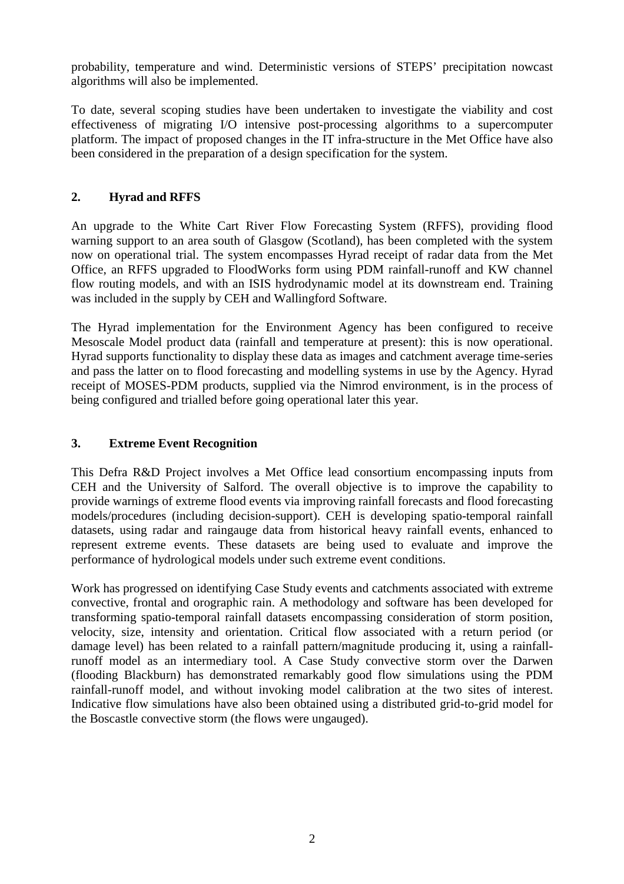probability, temperature and wind. Deterministic versions of STEPS' precipitation nowcast algorithms will also be implemented.

To date, several scoping studies have been undertaken to investigate the viability and cost effectiveness of migrating I/O intensive post-processing algorithms to a supercomputer platform. The impact of proposed changes in the IT infra-structure in the Met Office have also been considered in the preparation of a design specification for the system.

## 2. Hyrad and RFFS

An upgrade to the White Cart River Flow Forecasting System (RFFS), providing flood warning support to an area south of Glasgow (Scotland), has been completed with the system now on operational trial. The system encompasses Hyrad receipt of radar data from the Met Office, an RFFS upgraded to FloodWorks form using PDM rainfall-runoff and KW channel flow routing models, and with an ISIS hydrodynamic model at its downstream end. Training was included in the supply by CEH and Wallingford Software.

The Hyrad implementation for the Environment Agency has been configured to receive Mesoscale Model product data (rainfall and temperature at present): this is now operational. Hyrad supports functionality to display these data as images and catchment average time-series and pass the latter on to flood forecasting and modelling systems in use by the Agency. Hyrad receipt of MOSES-PDM products, supplied via the Nimrod environment, is in the process of being configured and trialled before going operational later this year.

## 3. Extreme Event Recognition

This Defra R&D Project involves a Met Office lead consortium encompassing inputs from CEH and the University of Salford. The overall objective is to improve the capability to provide warnings of extreme flood events via improving rainfall forecasts and flood forecasting models/procedures (including decision-support). CEH is developing spatio-temporal rainfall datasets, using radar and raingauge data from historical heavy rainfall events, enhanced to represent extreme events. These datasets are being used to evaluate and improve the performance of hydrological models under such extreme event conditions.

Work has progressed on identifying Case Study events and catchments associated with extreme convective, frontal and orographic rain. A methodology and software has been developed for transforming spatio-temporal rainfall datasets encompassing consideration of storm position, velocity, size, intensity and orientation. Critical flow associated with a return period (or damage level) has been related to a rainfall pattern/magnitude producing it, using a rainfall-runoff model as an intermediary tool. A Case Study convective storm over the Darwen (flooding Blackburn) has demonstrated remarkably good flow simulations using the PDM rainfall-runoff model, and without invoking model calibration at the two sites of interest. Indicative flow simulations have also been obtained using a distributed grid-to-grid model for the Boscastle convective storm (the flows were ungauged).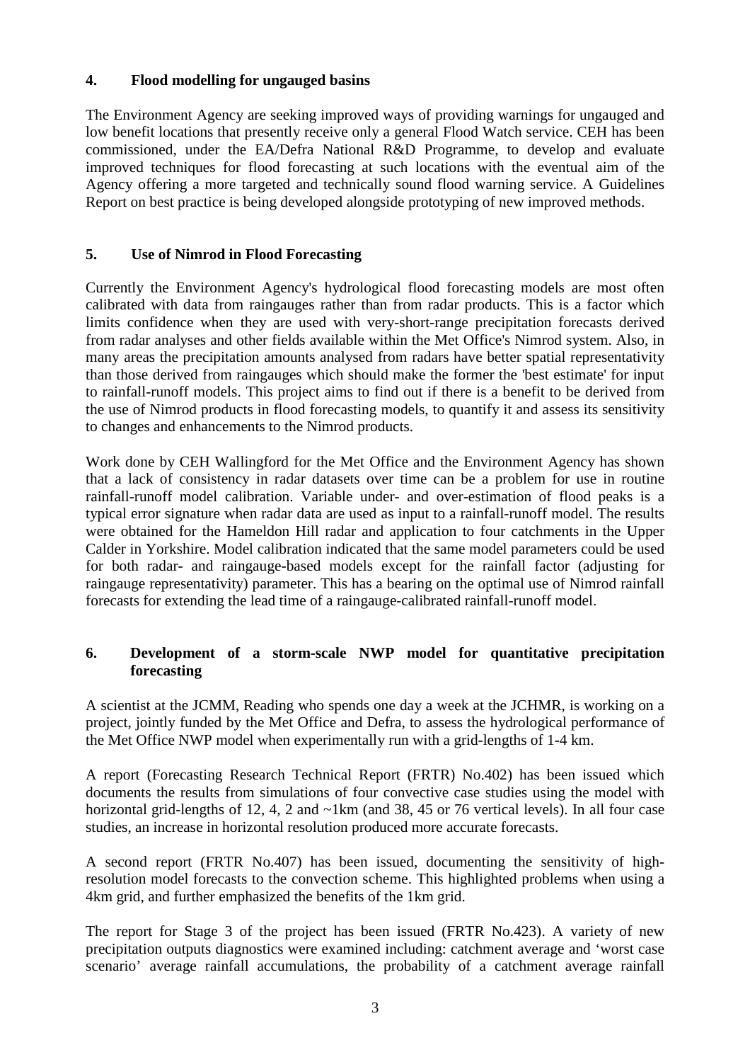## 4. Flood modelling for ungauged basins

The Environment Agency are seeking improved ways of providing warnings for ungauged and low benefit locations that presently receive only a general Flood Watch service. CEH has been commissioned, under the EA/Defra National R&D Programme, to develop and evaluate improved techniques for flood forecasting at such locations with the eventual aim of the Agency offering a more targeted and technically sound flood warning service. A Guidelines Report on best practice is being developed alongside prototyping of new improved methods.

## 5. Use of Nimrod in Flood Forecasting

Currently the Environment Agency's hydrological flood forecasting models are most often calibrated with data from raingauges rather than from radar products. This is a factor which limits confidence when they are used with very-short-range precipitation forecasts derived from radar analyses and other fields available within the Met Office's Nimrod system. Also, in many areas the precipitation amounts analysed from radars have better spatial representativity than those derived from raingauges which should make the former the 'best estimate' for input to rainfall-runoff models. This project aims to find out if there is a benefit to be derived from the use of Nimrod products in flood forecasting models, to quantify it and assess its sensitivity to changes and enhancements to the Nimrod products.

Work done by CEH Wallingford for the Met Office and the Environment Agency has shown that a lack of consistency in radar datasets over time can be a problem for use in routine rainfall-runoff model calibration. Variable under- and over-estimation of flood peaks is a typical error signature when radar data are used as input to a rainfall-runoff model. The results were obtained for the Hameldon Hill radar and application to four catchments in the Upper Calder in Yorkshire. Model calibration indicated that the same model parameters could be used for both radar- and raingauge-based models except for the rainfall factor (adjusting for raingauge representativity) parameter. This has a bearing on the optimal use of Nimrod rainfall forecasts for extending the lead time of a raingauge-calibrated rainfall-runoff model.

## 6. Development of a storm-scale NWP model for quantitative precipitation forecasting

A scientist at the JCMM, Reading who spends one day a week at the JCHMR, is working on a project, jointly funded by the Met Office and Defra, to assess the hydrological performance of the Met Office NWP model when experimentally run with a grid-lengths of 1-4 km.

A report (Forecasting Research Technical Report (FRTR) No.402) has been issued which documents the results from simulations of four convective case studies using the model with horizontal grid-lengths of 12, 4, 2 and ~1km (and 38, 45 or 76 vertical levels). In all four case studies, an increase in horizontal resolution produced more accurate forecasts.

A second report (FRTR No.407) has been issued, documenting the sensitivity of high-resolution model forecasts to the convection scheme. This highlighted problems when using a 4km grid, and further emphasized the benefits of the 1km grid.

The report for Stage 3 of the project has been issued (FRTR No.423). A variety of new precipitation outputs diagnostics were examined including: catchment average and 'worst case scenario' average rainfall accumulations, the probability of a catchment average rainfall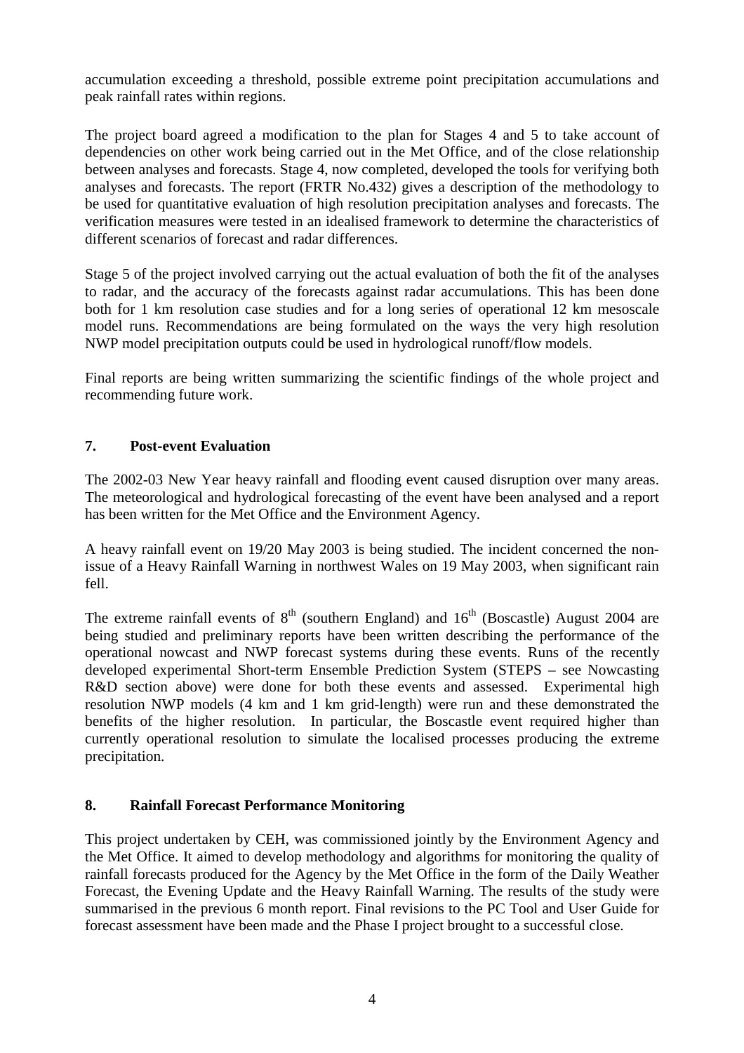accumulation exceeding a threshold, possible extreme point precipitation accumulations and peak rainfall rates within regions.

The project board agreed a modification to the plan for Stages 4 and 5 to take account of dependencies on other work being carried out in the Met Office, and of the close relationship between analyses and forecasts. Stage 4, now completed, developed the tools for verifying both analyses and forecasts. The report (FRTR No.432) gives a description of the methodology to be used for quantitative evaluation of high resolution precipitation analyses and forecasts. The verification measures were tested in an idealised framework to determine the characteristics of different scenarios of forecast and radar differences.

Stage 5 of the project involved carrying out the actual evaluation of both the fit of the analyses to radar, and the accuracy of the forecasts against radar accumulations. This has been done both for 1 km resolution case studies and for a long series of operational 12 km mesoscale model runs. Recommendations are being formulated on the ways the very high resolution NWP model precipitation outputs could be used in hydrological runoff/flow models.

Final reports are being written summarizing the scientific findings of the whole project and recommending future work.

## 7. Post-event Evaluation

The 2002-03 New Year heavy rainfall and flooding event caused disruption over many areas. The meteorological and hydrological forecasting of the event have been analysed and a report has been written for the Met Office and the Environment Agency.

A heavy rainfall event on 19/20 May 2003 is being studied. The incident concerned the non-issue of a Heavy Rainfall Warning in northwest Wales on 19 May 2003, when significant rain fell.

The extreme rainfall events of 8th (southern England) and 16th (Boscastle) August 2004 are being studied and preliminary reports have been written describing the performance of the operational nowcast and NWP forecast systems during these events. Runs of the recently developed experimental Short-term Ensemble Prediction System (STEPS – see Nowcasting R&D section above) were done for both these events and assessed. Experimental high resolution NWP models (4 km and 1 km grid-length) were run and these demonstrated the benefits of the higher resolution. In particular, the Boscastle event required higher than currently operational resolution to simulate the localised processes producing the extreme precipitation.

## 8. Rainfall Forecast Performance Monitoring

This project undertaken by CEH, was commissioned jointly by the Environment Agency and the Met Office. It aimed to develop methodology and algorithms for monitoring the quality of rainfall forecasts produced for the Agency by the Met Office in the form of the Daily Weather Forecast, the Evening Update and the Heavy Rainfall Warning. The results of the study were summarised in the previous 6 month report. Final revisions to the PC Tool and User Guide for forecast assessment have been made and the Phase I project brought to a successful close.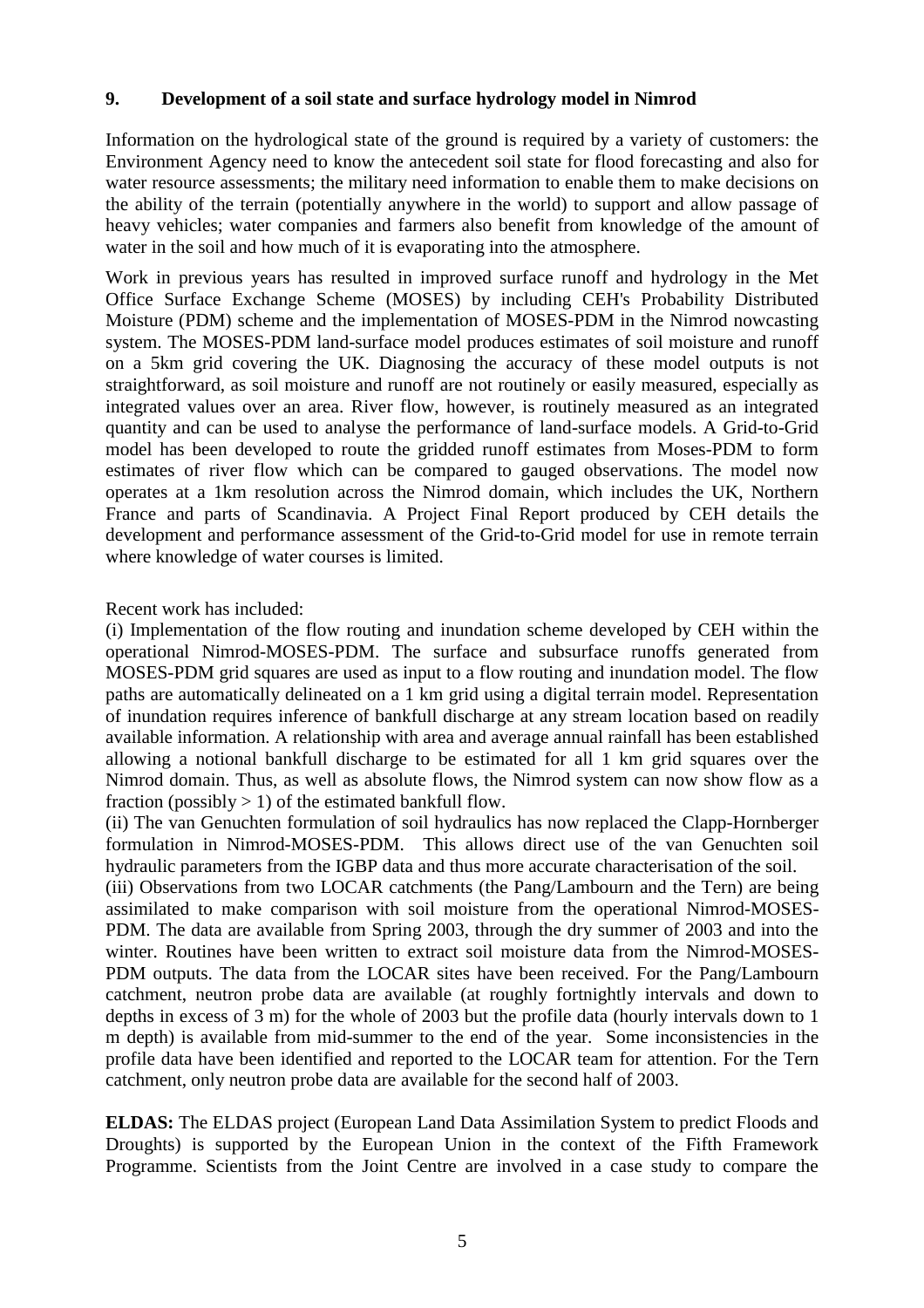## 9. Development of a soil state and surface hydrology model in Nimrod

Information on the hydrological state of the ground is required by a variety of customers: the Environment Agency need to know the antecedent soil state for flood forecasting and also for water resource assessments; the military need information to enable them to make decisions on the ability of the terrain (potentially anywhere in the world) to support and allow passage of heavy vehicles; water companies and farmers also benefit from knowledge of the amount of water in the soil and how much of it is evaporating into the atmosphere.

Work in previous years has resulted in improved surface runoff and hydrology in the Met Office Surface Exchange Scheme (MOSES) by including CEH's Probability Distributed Moisture (PDM) scheme and the implementation of MOSES-PDM in the Nimrod nowcasting system. The MOSES-PDM land-surface model produces estimates of soil moisture and runoff on a 5km grid covering the UK. Diagnosing the accuracy of these model outputs is not straightforward, as soil moisture and runoff are not routinely or easily measured, especially as integrated values over an area. River flow, however, is routinely measured as an integrated quantity and can be used to analyse the performance of land-surface models. A Grid-to-Grid model has been developed to route the gridded runoff estimates from Moses-PDM to form estimates of river flow which can be compared to gauged observations. The model now operates at a 1km resolution across the Nimrod domain, which includes the UK, Northern France and parts of Scandinavia. A Project Final Report produced by CEH details the development and performance assessment of the Grid-to-Grid model for use in remote terrain where knowledge of water courses is limited.

Recent work has included:

(i) Implementation of the flow routing and inundation scheme developed by CEH within the operational Nimrod-MOSES-PDM. The surface and subsurface runoffs generated from MOSES-PDM grid squares are used as input to a flow routing and inundation model. The flow paths are automatically delineated on a 1 km grid using a digital terrain model. Representation of inundation requires inference of bankfull discharge at any stream location based on readily available information. A relationship with area and average annual rainfall has been established allowing a notional bankfull discharge to be estimated for all 1 km grid squares over the Nimrod domain. Thus, as well as absolute flows, the Nimrod system can now show flow as a fraction (possibly > 1) of the estimated bankfull flow.

(ii) The van Genuchten formulation of soil hydraulics has now replaced the Clapp-Hornberger formulation in Nimrod-MOSES-PDM. This allows direct use of the van Genuchten soil hydraulic parameters from the IGBP data and thus more accurate characterisation of the soil.

(iii) Observations from two LOCAR catchments (the Pang/Lambourn and the Tern) are being assimilated to make comparison with soil moisture from the operational Nimrod-MOSES-PDM. The data are available from Spring 2003, through the dry summer of 2003 and into the winter. Routines have been written to extract soil moisture data from the Nimrod-MOSES-PDM outputs. The data from the LOCAR sites have been received. For the Pang/Lambourn catchment, neutron probe data are available (at roughly fortnightly intervals and down to depths in excess of 3 m) for the whole of 2003 but the profile data (hourly intervals down to 1 m depth) is available from mid-summer to the end of the year. Some inconsistencies in the profile data have been identified and reported to the LOCAR team for attention. For the Tern catchment, only neutron probe data are available for the second half of 2003.

**ELDAS:** The ELDAS project (European Land Data Assimilation System to predict Floods and Droughts) is supported by the European Union in the context of the Fifth Framework Programme. Scientists from the Joint Centre are involved in a case study to compare the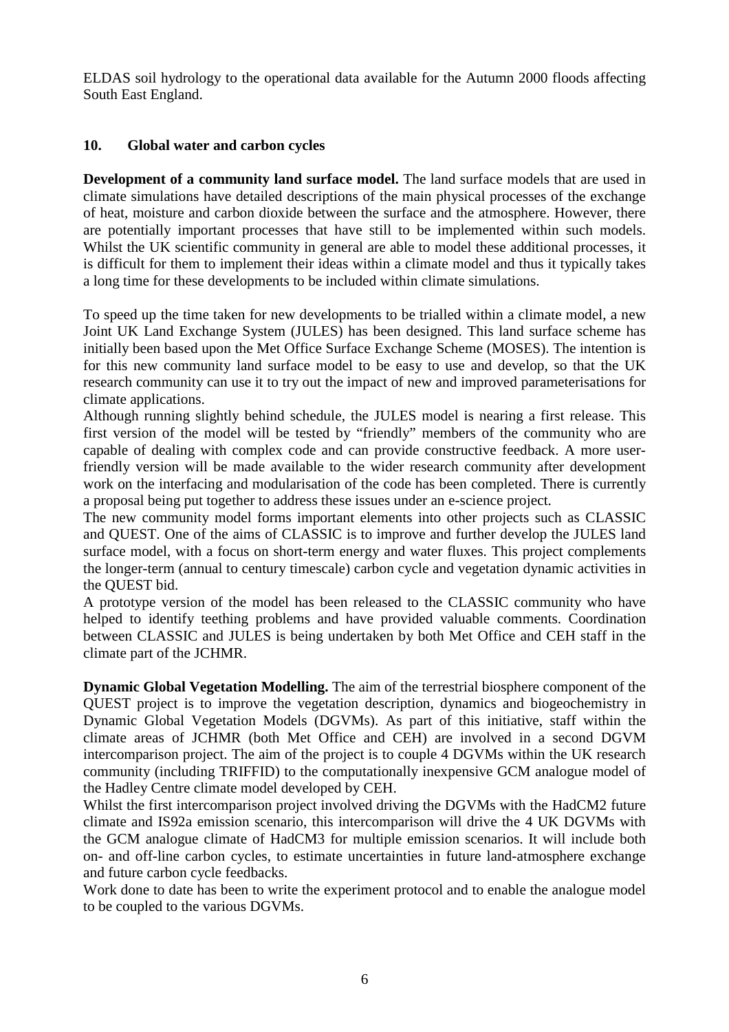ELDAS soil hydrology to the operational data available for the Autumn 2000 floods affecting South East England.

## 10. Global water and carbon cycles

**Development of a community land surface model.** The land surface models that are used in climate simulations have detailed descriptions of the main physical processes of the exchange of heat, moisture and carbon dioxide between the surface and the atmosphere. However, there are potentially important processes that have still to be implemented within such models. Whilst the UK scientific community in general are able to model these additional processes, it is difficult for them to implement their ideas within a climate model and thus it typically takes a long time for these developments to be included within climate simulations.

To speed up the time taken for new developments to be trialled within a climate model, a new Joint UK Land Exchange System (JULES) has been designed. This land surface scheme has initially been based upon the Met Office Surface Exchange Scheme (MOSES). The intention is for this new community land surface model to be easy to use and develop, so that the UK research community can use it to try out the impact of new and improved parameterisations for climate applications.

Although running slightly behind schedule, the JULES model is nearing a first release. This first version of the model will be tested by "friendly" members of the community who are capable of dealing with complex code and can provide constructive feedback. A more user-friendly version will be made available to the wider research community after development work on the interfacing and modularisation of the code has been completed. There is currently a proposal being put together to address these issues under an e-science project.

The new community model forms important elements into other projects such as CLASSIC and QUEST. One of the aims of CLASSIC is to improve and further develop the JULES land surface model, with a focus on short-term energy and water fluxes. This project complements the longer-term (annual to century timescale) carbon cycle and vegetation dynamic activities in the QUEST bid.

A prototype version of the model has been released to the CLASSIC community who have helped to identify teething problems and have provided valuable comments. Coordination between CLASSIC and JULES is being undertaken by both Met Office and CEH staff in the climate part of the JCHMR.

**Dynamic Global Vegetation Modelling.** The aim of the terrestrial biosphere component of the QUEST project is to improve the vegetation description, dynamics and biogeochemistry in Dynamic Global Vegetation Models (DGVMs). As part of this initiative, staff within the climate areas of JCHMR (both Met Office and CEH) are involved in a second DGVM intercomparison project. The aim of the project is to couple 4 DGVMs within the UK research community (including TRIFFID) to the computationally inexpensive GCM analogue model of the Hadley Centre climate model developed by CEH.

Whilst the first intercomparison project involved driving the DGVMs with the HadCM2 future climate and IS92a emission scenario, this intercomparison will drive the 4 UK DGVMs with the GCM analogue climate of HadCM3 for multiple emission scenarios. It will include both on- and off-line carbon cycles, to estimate uncertainties in future land-atmosphere exchange and future carbon cycle feedbacks.

Work done to date has been to write the experiment protocol and to enable the analogue model to be coupled to the various DGVMs.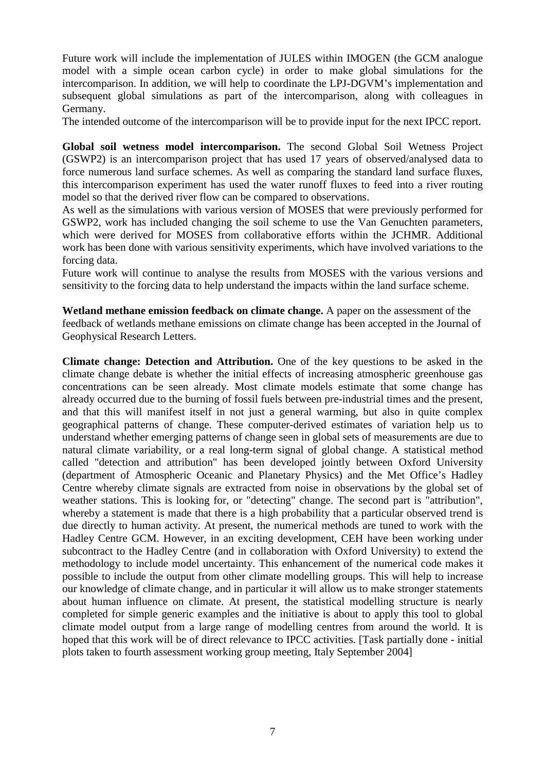Future work will include the implementation of JULES within IMOGEN (the GCM analogue model with a simple ocean carbon cycle) in order to make global simulations for the intercomparison. In addition, we will help to coordinate the LPJ-DGVM's implementation and subsequent global simulations as part of the intercomparison, along with colleagues in Germany.

The intended outcome of the intercomparison will be to provide input for the next IPCC report.

**Global soil wetness model intercomparison.** The second Global Soil Wetness Project (GSWP2) is an intercomparison project that has used 17 years of observed/analysed data to force numerous land surface schemes. As well as comparing the standard land surface fluxes, this intercomparison experiment has used the water runoff fluxes to feed into a river routing model so that the derived river flow can be compared to observations.

As well as the simulations with various version of MOSES that were previously performed for GSWP2, work has included changing the soil scheme to use the Van Genuchten parameters, which were derived for MOSES from collaborative efforts within the JCHMR. Additional work has been done with various sensitivity experiments, which have involved variations to the forcing data.

Future work will continue to analyse the results from MOSES with the various versions and sensitivity to the forcing data to help understand the impacts within the land surface scheme.

**Wetland methane emission feedback on climate change.** A paper on the assessment of the feedback of wetlands methane emissions on climate change has been accepted in the Journal of Geophysical Research Letters.

**Climate change: Detection and Attribution.** One of the key questions to be asked in the climate change debate is whether the initial effects of increasing atmospheric greenhouse gas concentrations can be seen already. Most climate models estimate that some change has already occurred due to the burning of fossil fuels between pre-industrial times and the present, and that this will manifest itself in not just a general warming, but also in quite complex geographical patterns of change. These computer-derived estimates of variation help us to understand whether emerging patterns of change seen in global sets of measurements are due to natural climate variability, or a real long-term signal of global change. A statistical method called "detection and attribution" has been developed jointly between Oxford University (department of Atmospheric Oceanic and Planetary Physics) and the Met Office's Hadley Centre whereby climate signals are extracted from noise in observations by the global set of weather stations. This is looking for, or "detecting" change. The second part is "attribution", whereby a statement is made that there is a high probability that a particular observed trend is due directly to human activity. At present, the numerical methods are tuned to work with the Hadley Centre GCM. However, in an exciting development, CEH have been working under subcontract to the Hadley Centre (and in collaboration with Oxford University) to extend the methodology to include model uncertainty. This enhancement of the numerical code makes it possible to include the output from other climate modelling groups. This will help to increase our knowledge of climate change, and in particular it will allow us to make stronger statements about human influence on climate. At present, the statistical modelling structure is nearly completed for simple generic examples and the initiative is about to apply this tool to global climate model output from a large range of modelling centres from around the world. It is hoped that this work will be of direct relevance to IPCC activities. [Task partially done - initial plots taken to fourth assessment working group meeting, Italy September 2004]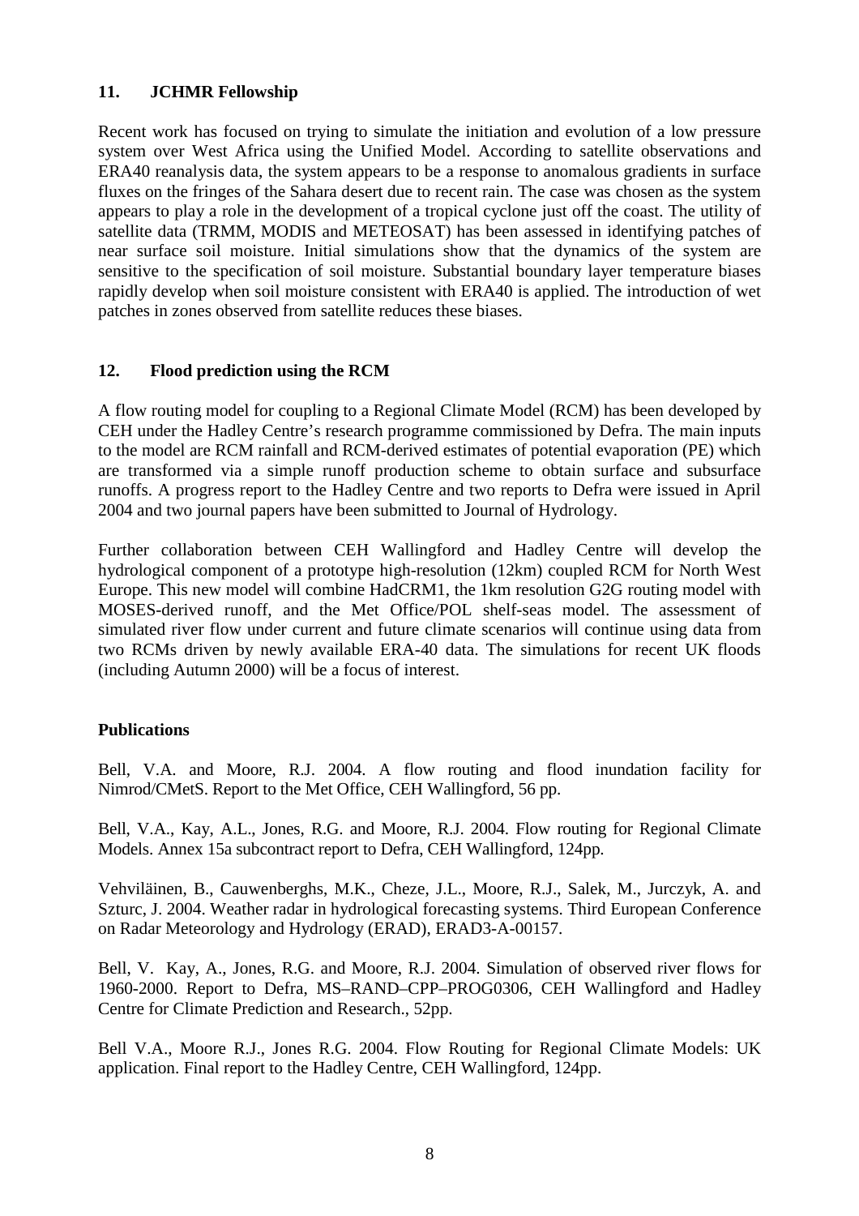## 11. JCHMR Fellowship

Recent work has focused on trying to simulate the initiation and evolution of a low pressure system over West Africa using the Unified Model. According to satellite observations and ERA40 reanalysis data, the system appears to be a response to anomalous gradients in surface fluxes on the fringes of the Sahara desert due to recent rain. The case was chosen as the system appears to play a role in the development of a tropical cyclone just off the coast. The utility of satellite data (TRMM, MODIS and METEOSAT) has been assessed in identifying patches of near surface soil moisture. Initial simulations show that the dynamics of the system are sensitive to the specification of soil moisture. Substantial boundary layer temperature biases rapidly develop when soil moisture consistent with ERA40 is applied. The introduction of wet patches in zones observed from satellite reduces these biases.

## 12. Flood prediction using the RCM

A flow routing model for coupling to a Regional Climate Model (RCM) has been developed by CEH under the Hadley Centre's research programme commissioned by Defra. The main inputs to the model are RCM rainfall and RCM-derived estimates of potential evaporation (PE) which are transformed via a simple runoff production scheme to obtain surface and subsurface runoffs. A progress report to the Hadley Centre and two reports to Defra were issued in April 2004 and two journal papers have been submitted to Journal of Hydrology.

Further collaboration between CEH Wallingford and Hadley Centre will develop the hydrological component of a prototype high-resolution (12km) coupled RCM for North West Europe. This new model will combine HadCRM1, the 1km resolution G2G routing model with MOSES-derived runoff, and the Met Office/POL shelf-seas model. The assessment of simulated river flow under current and future climate scenarios will continue using data from two RCMs driven by newly available ERA-40 data. The simulations for recent UK floods (including Autumn 2000) will be a focus of interest.

### Publications

Bell, V.A. and Moore, R.J. 2004. A flow routing and flood inundation facility for Nimrod/CMetS. Report to the Met Office, CEH Wallingford, 56 pp.

Bell, V.A., Kay, A.L., Jones, R.G. and Moore, R.J. 2004. Flow routing for Regional Climate Models. Annex 15a subcontract report to Defra, CEH Wallingford, 124pp.

Vehviläinen, B., Cauwenberghs, M.K., Cheze, J.L., Moore, R.J., Salek, M., Jurczyk, A. and Szturc, J. 2004. Weather radar in hydrological forecasting systems. Third European Conference on Radar Meteorology and Hydrology (ERAD), ERAD3-A-00157.

Bell, V. Kay, A., Jones, R.G. and Moore, R.J. 2004. Simulation of observed river flows for 1960-2000. Report to Defra, MS–RAND–CPP–PROG0306, CEH Wallingford and Hadley Centre for Climate Prediction and Research., 52pp.

Bell V.A., Moore R.J., Jones R.G. 2004. Flow Routing for Regional Climate Models: UK application. Final report to the Hadley Centre, CEH Wallingford, 124pp.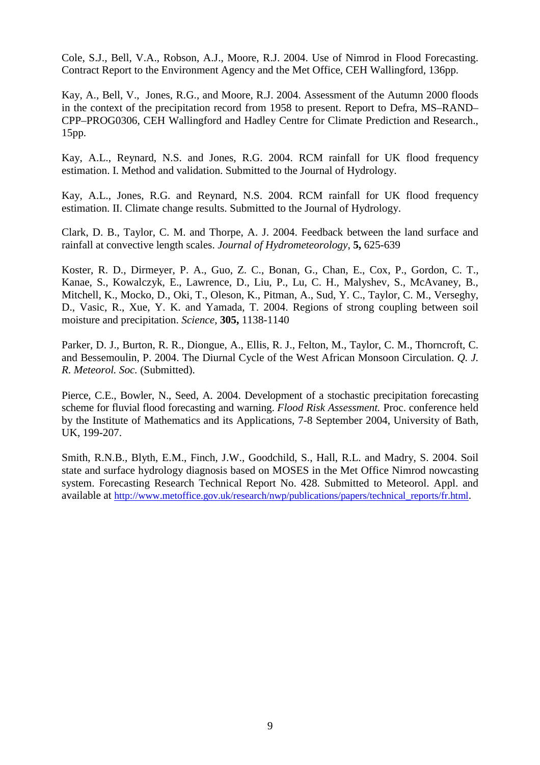Cole, S.J., Bell, V.A., Robson, A.J., Moore, R.J. 2004. Use of Nimrod in Flood Forecasting. Contract Report to the Environment Agency and the Met Office, CEH Wallingford, 136pp.

Kay, A., Bell, V., Jones, R.G., and Moore, R.J. 2004. Assessment of the Autumn 2000 floods in the context of the precipitation record from 1958 to present. Report to Defra, MS–RAND–CPP–PROG0306, CEH Wallingford and Hadley Centre for Climate Prediction and Research., 15pp.

Kay, A.L., Reynard, N.S. and Jones, R.G. 2004. RCM rainfall for UK flood frequency estimation. I. Method and validation. Submitted to the Journal of Hydrology.

Kay, A.L., Jones, R.G. and Reynard, N.S. 2004. RCM rainfall for UK flood frequency estimation. II. Climate change results. Submitted to the Journal of Hydrology.

Clark, D. B., Taylor, C. M. and Thorpe, A. J. 2004. Feedback between the land surface and rainfall at convective length scales. *Journal of Hydrometeorology*, **5,** 625-639

Koster, R. D., Dirmeyer, P. A., Guo, Z. C., Bonan, G., Chan, E., Cox, P., Gordon, C. T., Kanae, S., Kowalczyk, E., Lawrence, D., Liu, P., Lu, C. H., Malyshev, S., McAvaney, B., Mitchell, K., Mocko, D., Oki, T., Oleson, K., Pitman, A., Sud, Y. C., Taylor, C. M., Verseghy, D., Vasic, R., Xue, Y. K. and Yamada, T. 2004. Regions of strong coupling between soil moisture and precipitation. *Science*, **305,** 1138-1140

Parker, D. J., Burton, R. R., Diongue, A., Ellis, R. J., Felton, M., Taylor, C. M., Thorncroft, C. and Bessemoulin, P. 2004. The Diurnal Cycle of the West African Monsoon Circulation. *Q. J. R. Meteorol. Soc.* (Submitted).

Pierce, C.E., Bowler, N., Seed, A. 2004. Development of a stochastic precipitation forecasting scheme for fluvial flood forecasting and warning. *Flood Risk Assessment.* Proc. conference held by the Institute of Mathematics and its Applications, 7-8 September 2004, University of Bath, UK, 199-207.

Smith, R.N.B., Blyth, E.M., Finch, J.W., Goodchild, S., Hall, R.L. and Madry, S. 2004. Soil state and surface hydrology diagnosis based on MOSES in the Met Office Nimrod nowcasting system. Forecasting Research Technical Report No. 428. Submitted to Meteorol. Appl. and available at http://www.metoffice.gov.uk/research/nwp/publications/papers/technical_reports/fr.html.